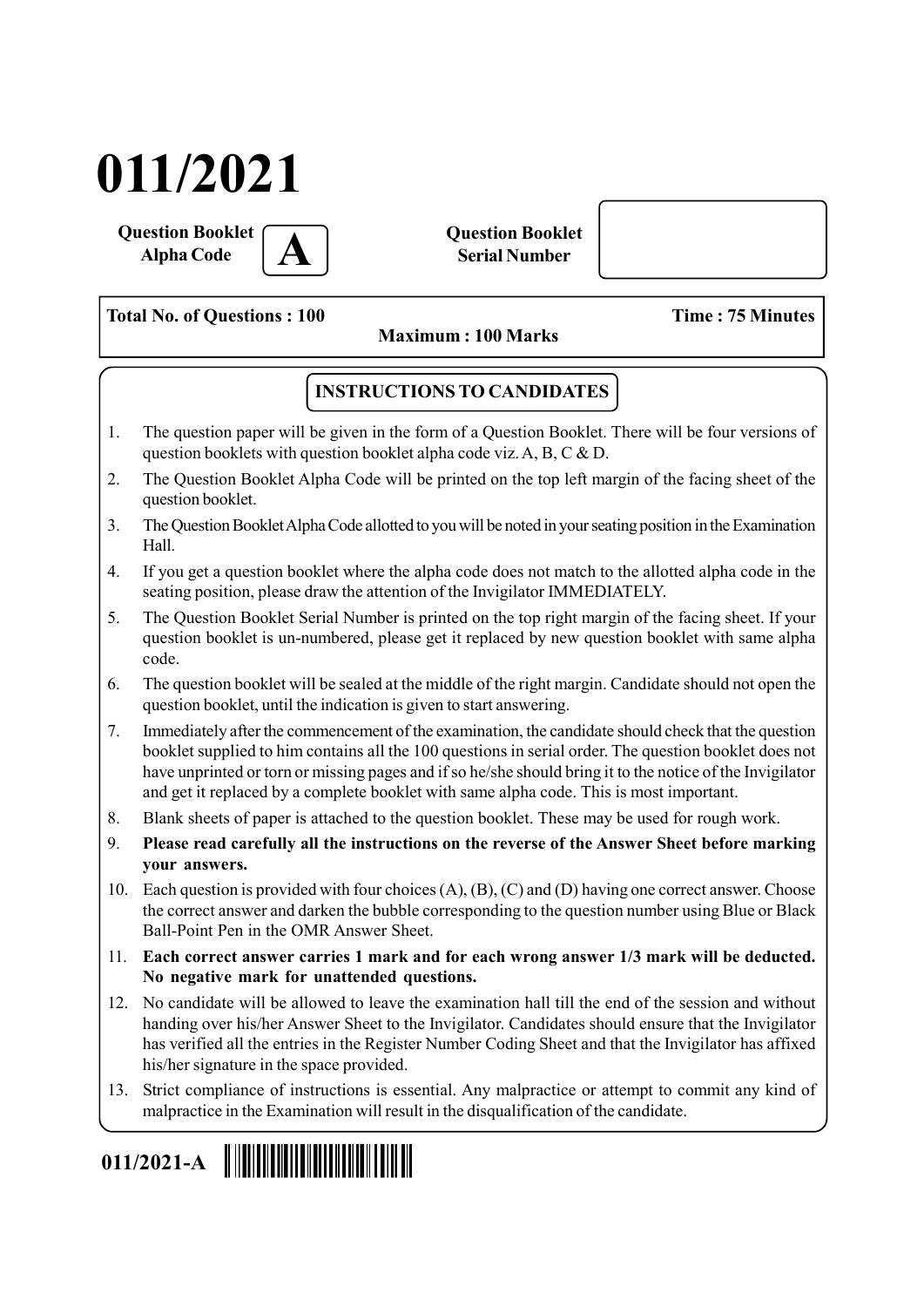# 011/2021

**Question Booklet Alpha Code** **A**

**Question Booklet Serial Number**

**Total No. of Questions : 100** **Time : 75 Minutes**

**Maximum : 100 Marks**

## INSTRUCTIONS TO CANDIDATES

1. The question paper will be given in the form of a Question Booklet. There will be four versions of question booklets with question booklet alpha code viz. A, B, C & D.
2. The Question Booklet Alpha Code will be printed on the top left margin of the facing sheet of the question booklet.
3. The Question Booklet Alpha Code allotted to you will be noted in your seating position in the Examination Hall.
4. If you get a question booklet where the alpha code does not match to the allotted alpha code in the seating position, please draw the attention of the Invigilator IMMEDIATELY.
5. The Question Booklet Serial Number is printed on the top right margin of the facing sheet. If your question booklet is un-numbered, please get it replaced by new question booklet with same alpha code.
6. The question booklet will be sealed at the middle of the right margin. Candidate should not open the question booklet, until the indication is given to start answering.
7. Immediately after the commencement of the examination, the candidate should check that the question booklet supplied to him contains all the 100 questions in serial order. The question booklet does not have unprinted or torn or missing pages and if so he/she should bring it to the notice of the Invigilator and get it replaced by a complete booklet with same alpha code. This is most important.
8. Blank sheets of paper is attached to the question booklet. These may be used for rough work.
9. **Please read carefully all the instructions on the reverse of the Answer Sheet before marking your answers.**
10. Each question is provided with four choices (A), (B), (C) and (D) having one correct answer. Choose the correct answer and darken the bubble corresponding to the question number using Blue or Black Ball-Point Pen in the OMR Answer Sheet.
11. **Each correct answer carries 1 mark and for each wrong answer 1/3 mark will be deducted. No negative mark for unattended questions.**
12. No candidate will be allowed to leave the examination hall till the end of the session and without handing over his/her Answer Sheet to the Invigilator. Candidates should ensure that the Invigilator has verified all the entries in the Register Number Coding Sheet and that the Invigilator has affixed his/her signature in the space provided.
13. Strict compliance of instructions is essential. Any malpractice or attempt to commit any kind of malpractice in the Examination will result in the disqualification of the candidate.

**011/2021-A**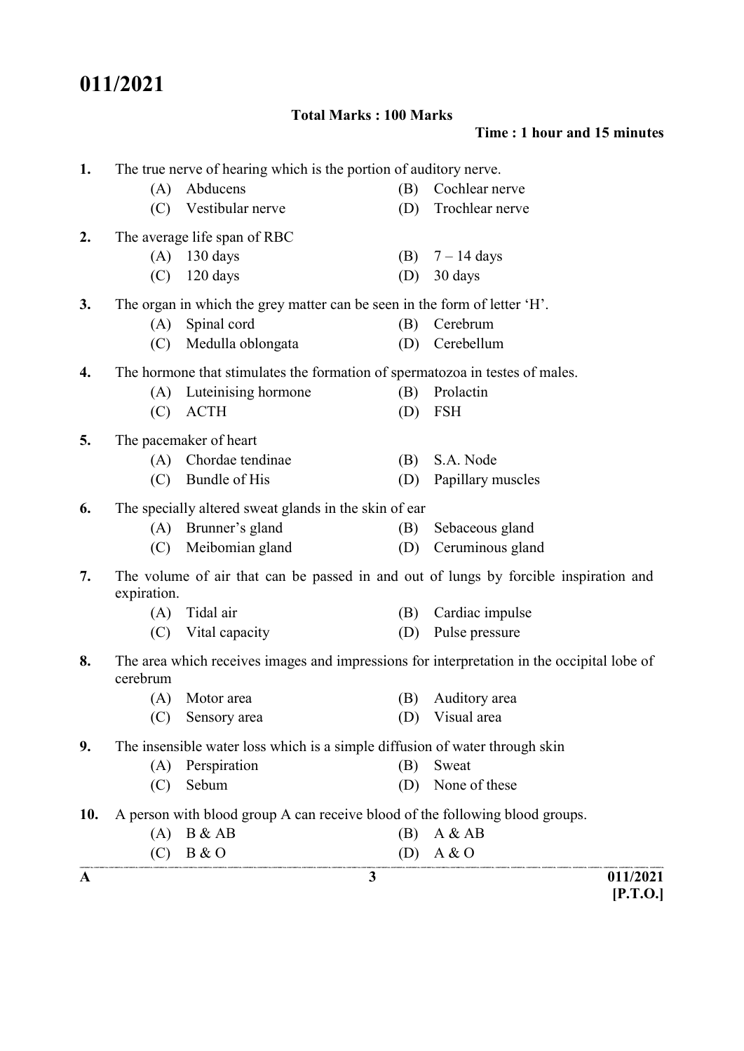# 011/2021

**Total Marks : 100 Marks**

**Time : 1 hour and 15 minutes**

1. The true nerve of hearing which is the portion of auditory nerve.
   - (A) Abducens
   - (B) Cochlear nerve
   - (C) Vestibular nerve
   - (D) Trochlear nerve

2. The average life span of RBC
   - (A) 130 days
   - (B) 7 – 14 days
   - (C) 120 days
   - (D) 30 days

3. The organ in which the grey matter can be seen in the form of letter 'H'.
   - (A) Spinal cord
   - (B) Cerebrum
   - (C) Medulla oblongata
   - (D) Cerebellum

4. The hormone that stimulates the formation of spermatozoa in testes of males.
   - (A) Luteinising hormone
   - (B) Prolactin
   - (C) ACTH
   - (D) FSH

5. The pacemaker of heart
   - (A) Chordae tendinae
   - (B) S.A. Node
   - (C) Bundle of His
   - (D) Papillary muscles

6. The specially altered sweat glands in the skin of ear
   - (A) Brunner's gland
   - (B) Sebaceous gland
   - (C) Meibomian gland
   - (D) Ceruminous gland

7. The volume of air that can be passed in and out of lungs by forcible inspiration and expiration.
   - (A) Tidal air
   - (B) Cardiac impulse
   - (C) Vital capacity
   - (D) Pulse pressure

8. The area which receives images and impressions for interpretation in the occipital lobe of cerebrum
   - (A) Motor area
   - (B) Auditory area
   - (C) Sensory area
   - (D) Visual area

9. The insensible water loss which is a simple diffusion of water through skin
   - (A) Perspiration
   - (B) Sweat
   - (C) Sebum
   - (D) None of these

10. A person with blood group A can receive blood of the following blood groups.
    - (A) B & AB
    - (B) A & AB
    - (C) B & O
    - (D) A & O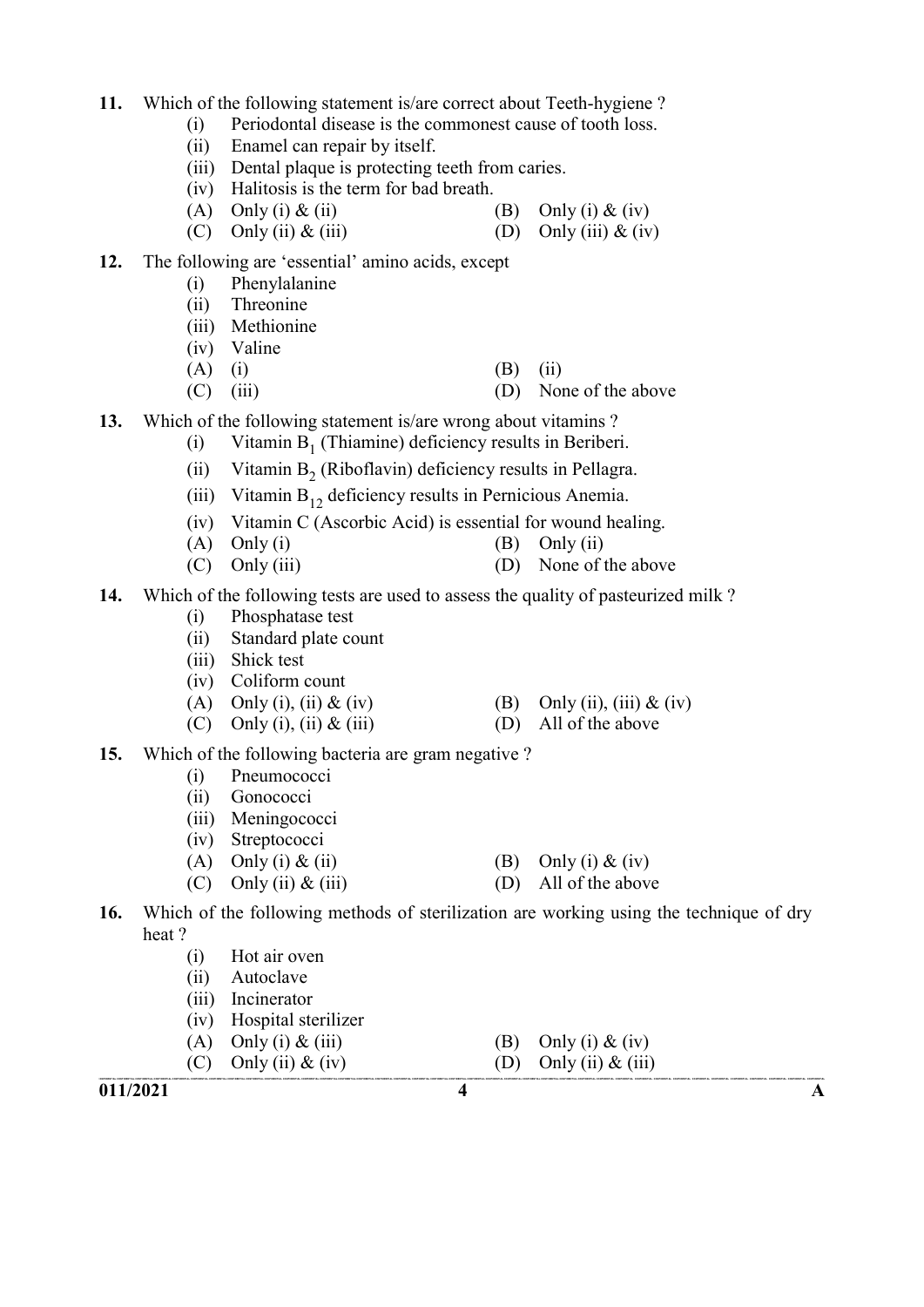11. Which of the following statement is/are correct about Teeth-hygiene ?
    - (i) Periodontal disease is the commonest cause of tooth loss.
    - (ii) Enamel can repair by itself.
    - (iii) Dental plaque is protecting teeth from caries.
    - (iv) Halitosis is the term for bad breath.
    - (A) Only (i) & (ii)
    - (B) Only (i) & (iv)
    - (C) Only (ii) & (iii)
    - (D) Only (iii) & (iv)

12. The following are 'essential' amino acids, except
    - (i) Phenylalanine
    - (ii) Threonine
    - (iii) Methionine
    - (iv) Valine
    - (A) (i)
    - (B) (ii)
    - (C) (iii)
    - (D) None of the above

13. Which of the following statement is/are wrong about vitamins ?
    - (i) Vitamin $B_1$ (Thiamine) deficiency results in Beriberi.
    - (ii) Vitamin $B_2$ (Riboflavin) deficiency results in Pellagra.
    - (iii) Vitamin $B_{12}$ deficiency results in Pernicious Anemia.
    - (iv) Vitamin C (Ascorbic Acid) is essential for wound healing.
    - (A) Only (i)
    - (B) Only (ii)
    - (C) Only (iii)
    - (D) None of the above

14. Which of the following tests are used to assess the quality of pasteurized milk ?
    - (i) Phosphatase test
    - (ii) Standard plate count
    - (iii) Shick test
    - (iv) Coliform count
    - (A) Only (i), (ii) & (iv)
    - (B) Only (ii), (iii) & (iv)
    - (C) Only (i), (ii) & (iii)
    - (D) All of the above

15. Which of the following bacteria are gram negative ?
    - (i) Pneumococci
    - (ii) Gonococci
    - (iii) Meningococci
    - (iv) Streptococci
    - (A) Only (i) & (ii)
    - (B) Only (i) & (iv)
    - (C) Only (ii) & (iii)
    - (D) All of the above

16. Which of the following methods of sterilization are working using the technique of dry heat ?
    - (i) Hot air oven
    - (ii) Autoclave
    - (iii) Incinerator
    - (iv) Hospital sterilizer
    - (A) Only (i) & (iii)
    - (B) Only (i) & (iv)
    - (C) Only (ii) & (iv)
    - (D) Only (ii) & (iii)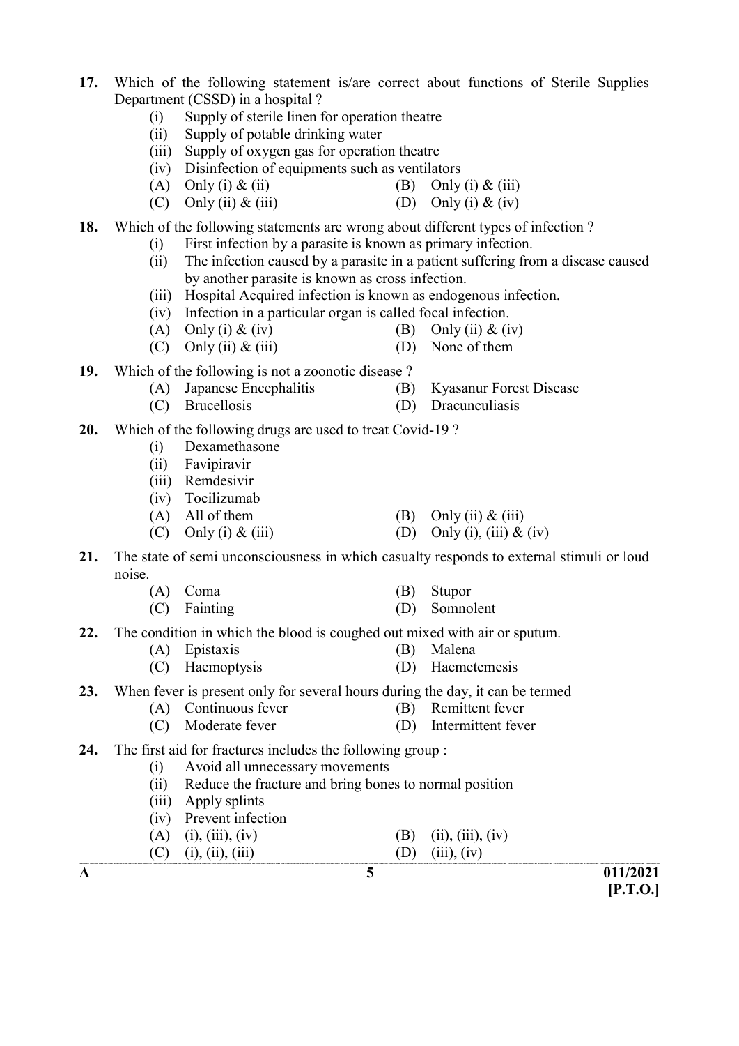17. Which of the following statement is/are correct about functions of Sterile Supplies Department (CSSD) in a hospital ?

    (i) Supply of sterile linen for operation theatre
    (ii) Supply of potable drinking water
    (iii) Supply of oxygen gas for operation theatre
    (iv) Disinfection of equipments such as ventilators

    (A) Only (i) & (ii)
    (B) Only (i) & (iii)
    (C) Only (ii) & (iii)
    (D) Only (i) & (iv)

18. Which of the following statements are wrong about different types of infection ?

    (i) First infection by a parasite is known as primary infection.
    (ii) The infection caused by a parasite in a patient suffering from a disease caused by another parasite is known as cross infection.
    (iii) Hospital Acquired infection is known as endogenous infection.
    (iv) Infection in a particular organ is called focal infection.

    (A) Only (i) & (iv)
    (B) Only (ii) & (iv)
    (C) Only (ii) & (iii)
    (D) None of them

19. Which of the following is not a zoonotic disease ?

    (A) Japanese Encephalitis
    (B) Kyasanur Forest Disease
    (C) Brucellosis
    (D) Dracunculiasis

20. Which of the following drugs are used to treat Covid-19 ?

    (i) Dexamethasone
    (ii) Favipiravir
    (iii) Remdesivir
    (iv) Tocilizumab

    (A) All of them
    (B) Only (ii) & (iii)
    (C) Only (i) & (iii)
    (D) Only (i), (iii) & (iv)

21. The state of semi unconsciousness in which casualty responds to external stimuli or loud noise.

    (A) Coma
    (B) Stupor
    (C) Fainting
    (D) Somnolent

22. The condition in which the blood is coughed out mixed with air or sputum.

    (A) Epistaxis
    (B) Malena
    (C) Haemoptysis
    (D) Haemetemesis

23. When fever is present only for several hours during the day, it can be termed

    (A) Continuous fever
    (B) Remittent fever
    (C) Moderate fever
    (D) Intermittent fever

24. The first aid for fractures includes the following group :

    (i) Avoid all unnecessary movements
    (ii) Reduce the fracture and bring bones to normal position
    (iii) Apply splints
    (iv) Prevent infection

    (A) (i), (iii), (iv)
    (B) (ii), (iii), (iv)
    (C) (i), (ii), (iii)
    (D) (iii), (iv)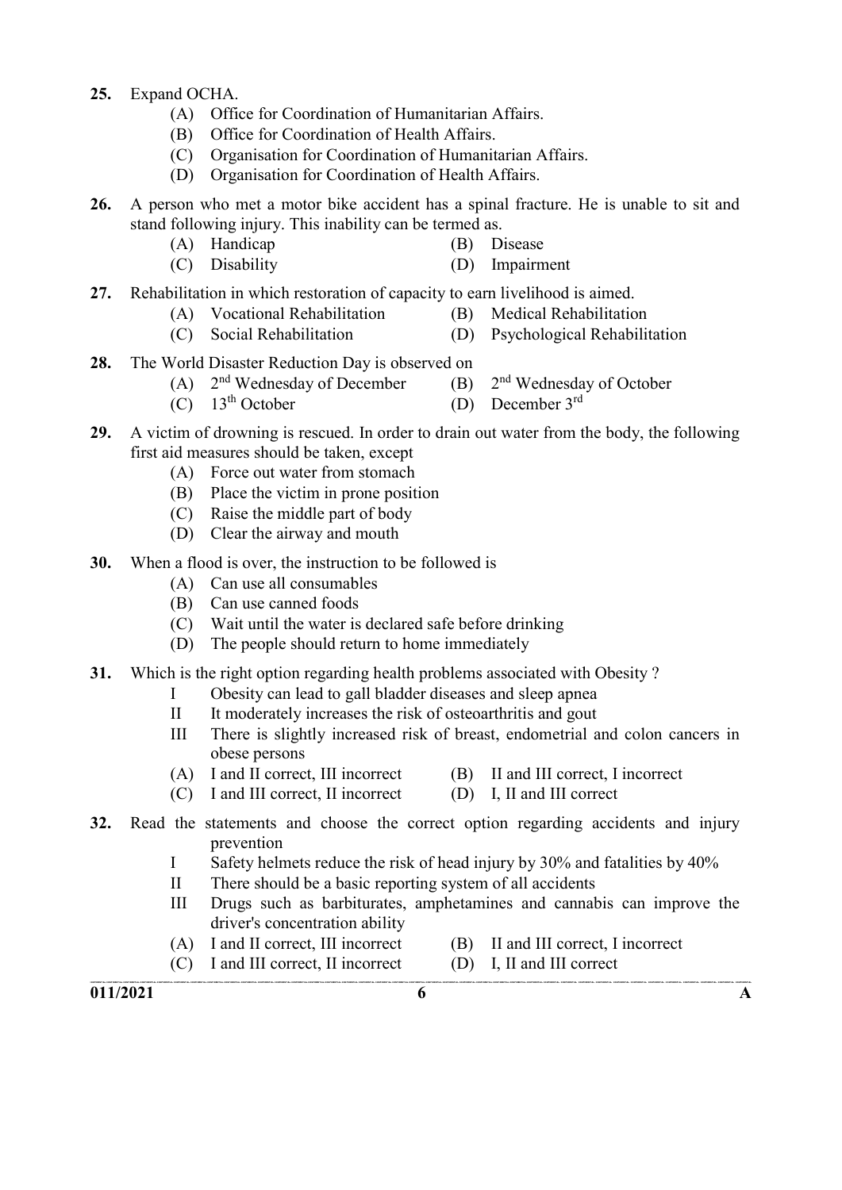25. Expand OCHA.
    - (A) Office for Coordination of Humanitarian Affairs.
    - (B) Office for Coordination of Health Affairs.
    - (C) Organisation for Coordination of Humanitarian Affairs.
    - (D) Organisation for Coordination of Health Affairs.

26. A person who met a motor bike accident has a spinal fracture. He is unable to sit and stand following injury. This inability can be termed as.
    - (A) Handicap
    - (B) Disease
    - (C) Disability
    - (D) Impairment

27. Rehabilitation in which restoration of capacity to earn livelihood is aimed.
    - (A) Vocational Rehabilitation
    - (B) Medical Rehabilitation
    - (C) Social Rehabilitation
    - (D) Psychological Rehabilitation

28. The World Disaster Reduction Day is observed on
    - (A) 2nd Wednesday of December
    - (B) 2nd Wednesday of October
    - (C) 13th October
    - (D) December 3rd

29. A victim of drowning is rescued. In order to drain out water from the body, the following first aid measures should be taken, except
    - (A) Force out water from stomach
    - (B) Place the victim in prone position
    - (C) Raise the middle part of body
    - (D) Clear the airway and mouth

30. When a flood is over, the instruction to be followed is
    - (A) Can use all consumables
    - (B) Can use canned foods
    - (C) Wait until the water is declared safe before drinking
    - (D) The people should return to home immediately

31. Which is the right option regarding health problems associated with Obesity ?
    - I Obesity can lead to gall bladder diseases and sleep apnea
    - II It moderately increases the risk of osteoarthritis and gout
    - III There is slightly increased risk of breast, endometrial and colon cancers in obese persons
    - (A) I and II correct, III incorrect
    - (B) II and III correct, I incorrect
    - (C) I and III correct, II incorrect
    - (D) I, II and III correct

32. Read the statements and choose the correct option regarding accidents and injury prevention
    - I Safety helmets reduce the risk of head injury by 30% and fatalities by 40%
    - II There should be a basic reporting system of all accidents
    - III Drugs such as barbiturates, amphetamines and cannabis can improve the driver's concentration ability
    - (A) I and II correct, III incorrect
    - (B) II and III correct, I incorrect
    - (C) I and III correct, II incorrect
    - (D) I, II and III correct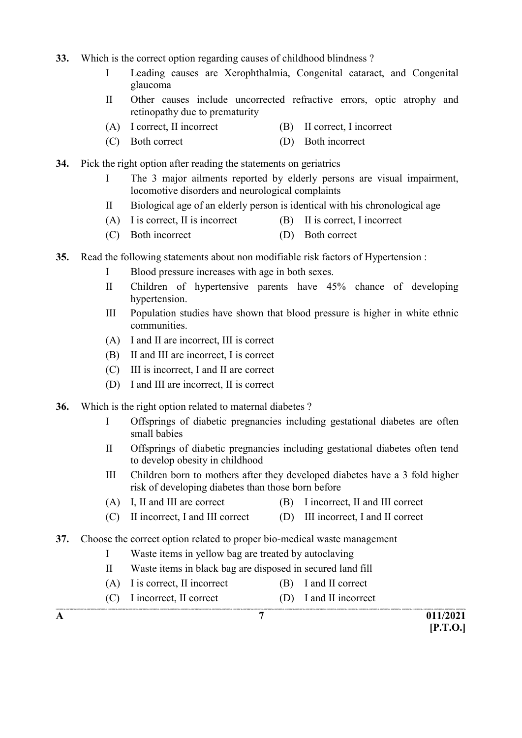**33.** Which is the correct option regarding causes of childhood blindness ?

I Leading causes are Xerophthalmia, Congenital cataract, and Congenital glaucoma

II Other causes include uncorrected refractive errors, optic atrophy and retinopathy due to prematurity

(A) I correct, II incorrect
(B) II correct, I incorrect
(C) Both correct
(D) Both incorrect

**34.** Pick the right option after reading the statements on geriatrics

I The 3 major ailments reported by elderly persons are visual impairment, locomotive disorders and neurological complaints

II Biological age of an elderly person is identical with his chronological age

(A) I is correct, II is incorrect
(B) II is correct, I incorrect
(C) Both incorrect
(D) Both correct

**35.** Read the following statements about non modifiable risk factors of Hypertension :

I Blood pressure increases with age in both sexes.

II Children of hypertensive parents have 45% chance of developing hypertension.

III Population studies have shown that blood pressure is higher in white ethnic communities.

(A) I and II are incorrect, III is correct
(B) II and III are incorrect, I is correct
(C) III is incorrect, I and II are correct
(D) I and III are incorrect, II is correct

**36.** Which is the right option related to maternal diabetes ?

I Offsprings of diabetic pregnancies including gestational diabetes are often small babies

II Offsprings of diabetic pregnancies including gestational diabetes often tend to develop obesity in childhood

III Children born to mothers after they developed diabetes have a 3 fold higher risk of developing diabetes than those born before

(A) I, II and III are correct
(B) I incorrect, II and III correct
(C) II incorrect, I and III correct
(D) III incorrect, I and II correct

**37.** Choose the correct option related to proper bio-medical waste management

I Waste items in yellow bag are treated by autoclaving

II Waste items in black bag are disposed in secured land fill

(A) I is correct, II incorrect
(B) I and II correct
(C) I incorrect, II correct
(D) I and II incorrect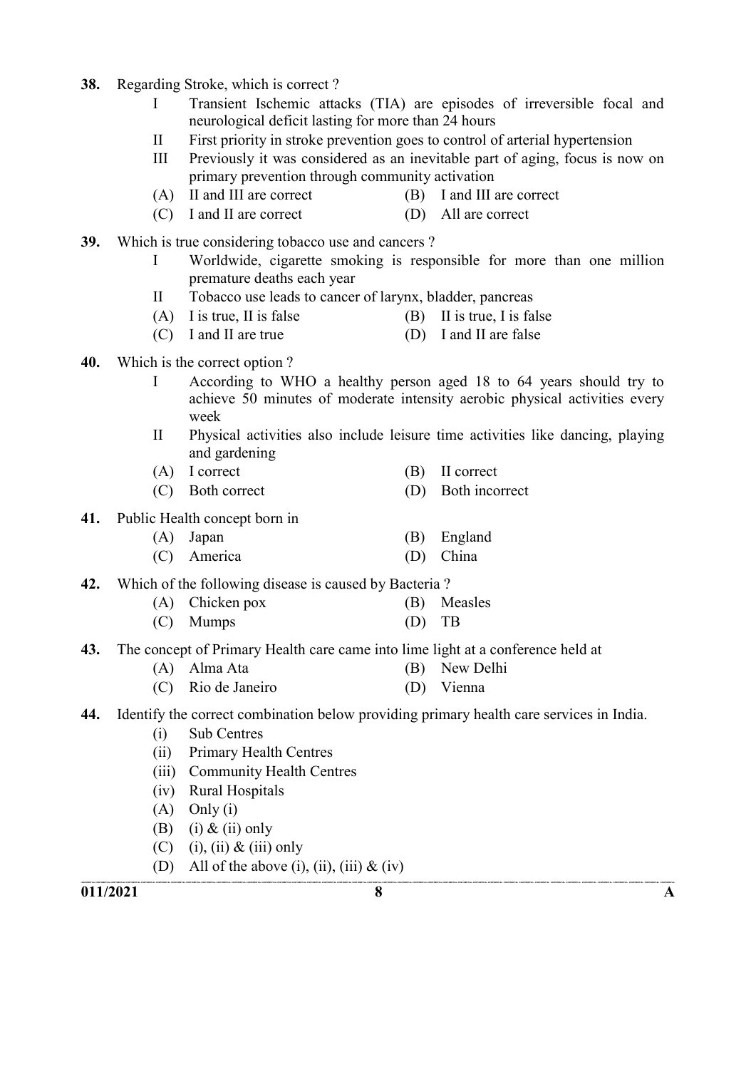**38.** Regarding Stroke, which is correct ?

I Transient Ischemic attacks (TIA) are episodes of irreversible focal and neurological deficit lasting for more than 24 hours

II First priority in stroke prevention goes to control of arterial hypertension

III Previously it was considered as an inevitable part of aging, focus is now on primary prevention through community activation

(A) II and III are correct
(B) I and III are correct
(C) I and II are correct
(D) All are correct

**39.** Which is true considering tobacco use and cancers ?

I Worldwide, cigarette smoking is responsible for more than one million premature deaths each year

II Tobacco use leads to cancer of larynx, bladder, pancreas

(A) I is true, II is false
(B) II is true, I is false
(C) I and II are true
(D) I and II are false

**40.** Which is the correct option ?

I According to WHO a healthy person aged 18 to 64 years should try to achieve 50 minutes of moderate intensity aerobic physical activities every week

II Physical activities also include leisure time activities like dancing, playing and gardening

(A) I correct
(B) II correct
(C) Both correct
(D) Both incorrect

**41.** Public Health concept born in

(A) Japan
(B) England
(C) America
(D) China

**42.** Which of the following disease is caused by Bacteria ?

(A) Chicken pox
(B) Measles
(C) Mumps
(D) TB

**43.** The concept of Primary Health care came into lime light at a conference held at

(A) Alma Ata
(B) New Delhi
(C) Rio de Janeiro
(D) Vienna

**44.** Identify the correct combination below providing primary health care services in India.

(i) Sub Centres
(ii) Primary Health Centres
(iii) Community Health Centres
(iv) Rural Hospitals

(A) Only (i)
(B) (i) & (ii) only
(C) (i), (ii) & (iii) only
(D) All of the above (i), (ii), (iii) & (iv)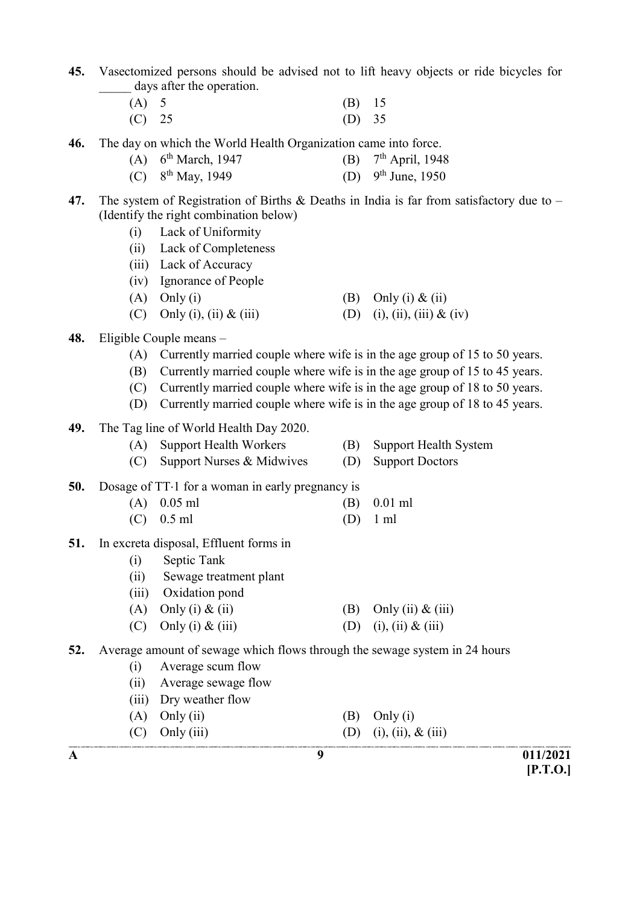45. Vasectomized persons should be advised not to lift heavy objects or ride bicycles for _____ days after the operation.

    (A) 5 (B) 15
    (C) 25 (D) 35

46. The day on which the World Health Organization came into force.

    (A) 6th March, 1947 (B) 7th April, 1948
    (C) 8th May, 1949 (D) 9th June, 1950

47. The system of Registration of Births & Deaths in India is far from satisfactory due to – (Identify the right combination below)

    (i) Lack of Uniformity
    (ii) Lack of Completeness
    (iii) Lack of Accuracy
    (iv) Ignorance of People

    (A) Only (i) (B) Only (i) & (ii)
    (C) Only (i), (ii) & (iii) (D) (i), (ii), (iii) & (iv)

48. Eligible Couple means –

    (A) Currently married couple where wife is in the age group of 15 to 50 years.
    (B) Currently married couple where wife is in the age group of 15 to 45 years.
    (C) Currently married couple where wife is in the age group of 18 to 50 years.
    (D) Currently married couple where wife is in the age group of 18 to 45 years.

49. The Tag line of World Health Day 2020.

    (A) Support Health Workers (B) Support Health System
    (C) Support Nurses & Midwives (D) Support Doctors

50. Dosage of TT·1 for a woman in early pregnancy is

    (A) 0.05 ml (B) 0.01 ml
    (C) 0.5 ml (D) 1 ml

51. In excreta disposal, Effluent forms in

    (i) Septic Tank
    (ii) Sewage treatment plant
    (iii) Oxidation pond

    (A) Only (i) & (ii) (B) Only (ii) & (iii)
    (C) Only (i) & (iii) (D) (i), (ii) & (iii)

52. Average amount of sewage which flows through the sewage system in 24 hours

    (i) Average scum flow
    (ii) Average sewage flow
    (iii) Dry weather flow

    (A) Only (ii) (B) Only (i)
    (C) Only (iii) (D) (i), (ii), & (iii)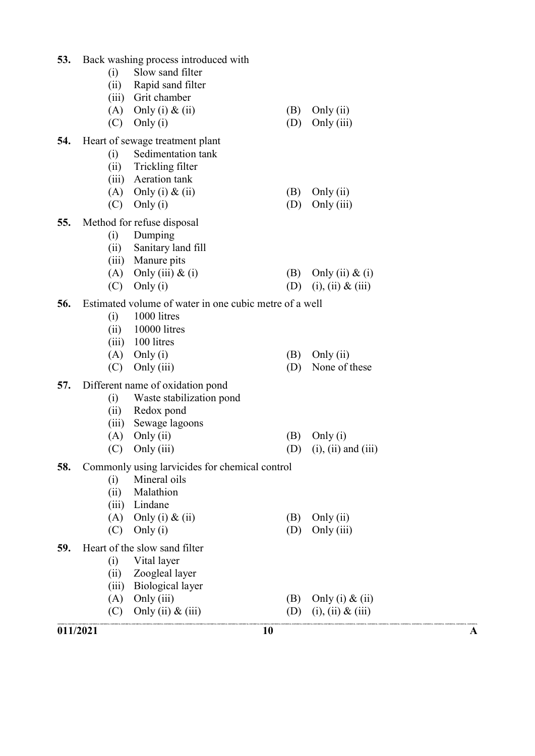53. Back washing process introduced with
 (i) Slow sand filter
 (ii) Rapid sand filter
 (iii) Grit chamber
 (A) Only (i) & (ii)
 (B) Only (ii)
 (C) Only (i)
 (D) Only (iii)

54. Heart of sewage treatment plant
 (i) Sedimentation tank
 (ii) Trickling filter
 (iii) Aeration tank
 (A) Only (i) & (ii)
 (B) Only (ii)
 (C) Only (i)
 (D) Only (iii)

55. Method for refuse disposal
 (i) Dumping
 (ii) Sanitary land fill
 (iii) Manure pits
 (A) Only (iii) & (i)
 (B) Only (ii) & (i)
 (C) Only (i)
 (D) (i), (ii) & (iii)

56. Estimated volume of water in one cubic metre of a well
 (i) 1000 litres
 (ii) 10000 litres
 (iii) 100 litres
 (A) Only (i)
 (B) Only (ii)
 (C) Only (iii)
 (D) None of these

57. Different name of oxidation pond
 (i) Waste stabilization pond
 (ii) Redox pond
 (iii) Sewage lagoons
 (A) Only (ii)
 (B) Only (i)
 (C) Only (iii)
 (D) (i), (ii) and (iii)

58. Commonly using larvicides for chemical control
 (i) Mineral oils
 (ii) Malathion
 (iii) Lindane
 (A) Only (i) & (ii)
 (B) Only (ii)
 (C) Only (i)
 (D) Only (iii)

59. Heart of the slow sand filter
 (i) Vital layer
 (ii) Zoogleal layer
 (iii) Biological layer
 (A) Only (iii)
 (B) Only (i) & (ii)
 (C) Only (ii) & (iii)
 (D) (i), (ii) & (iii)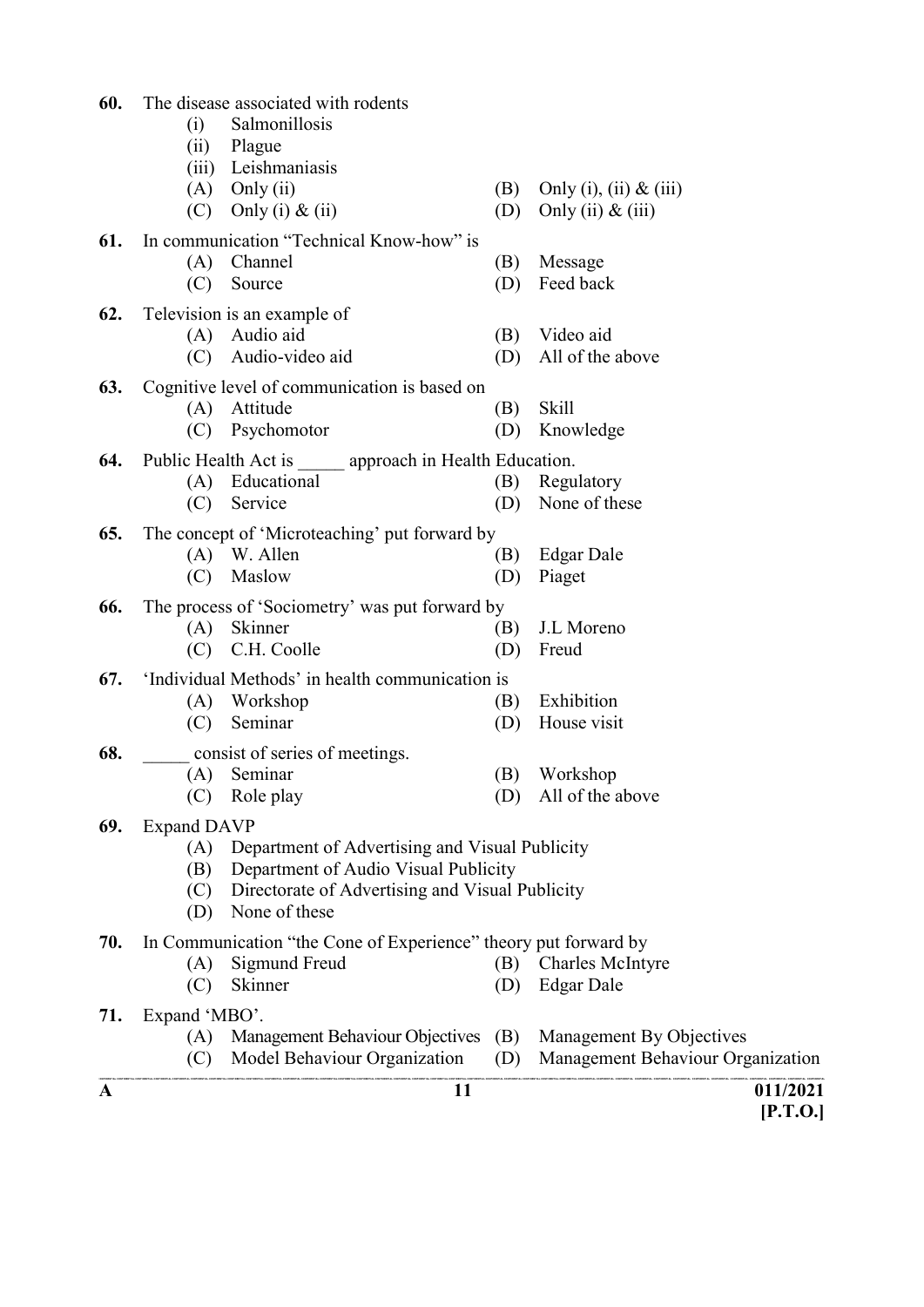60. The disease associated with rodents
   - (i) Salmonillosis
   - (ii) Plague
   - (iii) Leishmaniasis

   (A) Only (ii) (B) Only (i), (ii) & (iii)
   (C) Only (i) & (ii) (D) Only (ii) & (iii)

61. In communication "Technical Know-how" is
   (A) Channel (B) Message
   (C) Source (D) Feed back

62. Television is an example of
   (A) Audio aid (B) Video aid
   (C) Audio-video aid (D) All of the above

63. Cognitive level of communication is based on
   (A) Attitude (B) Skill
   (C) Psychomotor (D) Knowledge

64. Public Health Act is _____ approach in Health Education.
   (A) Educational (B) Regulatory
   (C) Service (D) None of these

65. The concept of 'Microteaching' put forward by
   (A) W. Allen (B) Edgar Dale
   (C) Maslow (D) Piaget

66. The process of 'Sociometry' was put forward by
   (A) Skinner (B) J.L Moreno
   (C) C.H. Coolle (D) Freud

67. 'Individual Methods' in health communication is
   (A) Workshop (B) Exhibition
   (C) Seminar (D) House visit

68. _____ consist of series of meetings.
   (A) Seminar (B) Workshop
   (C) Role play (D) All of the above

69. Expand DAVP
   (A) Department of Advertising and Visual Publicity
   (B) Department of Audio Visual Publicity
   (C) Directorate of Advertising and Visual Publicity
   (D) None of these

70. In Communication "the Cone of Experience" theory put forward by
   (A) Sigmund Freud (B) Charles McIntyre
   (C) Skinner (D) Edgar Dale

71. Expand 'MBO'.
   (A) Management Behaviour Objectives (B) Management By Objectives
   (C) Model Behaviour Organization (D) Management Behaviour Organization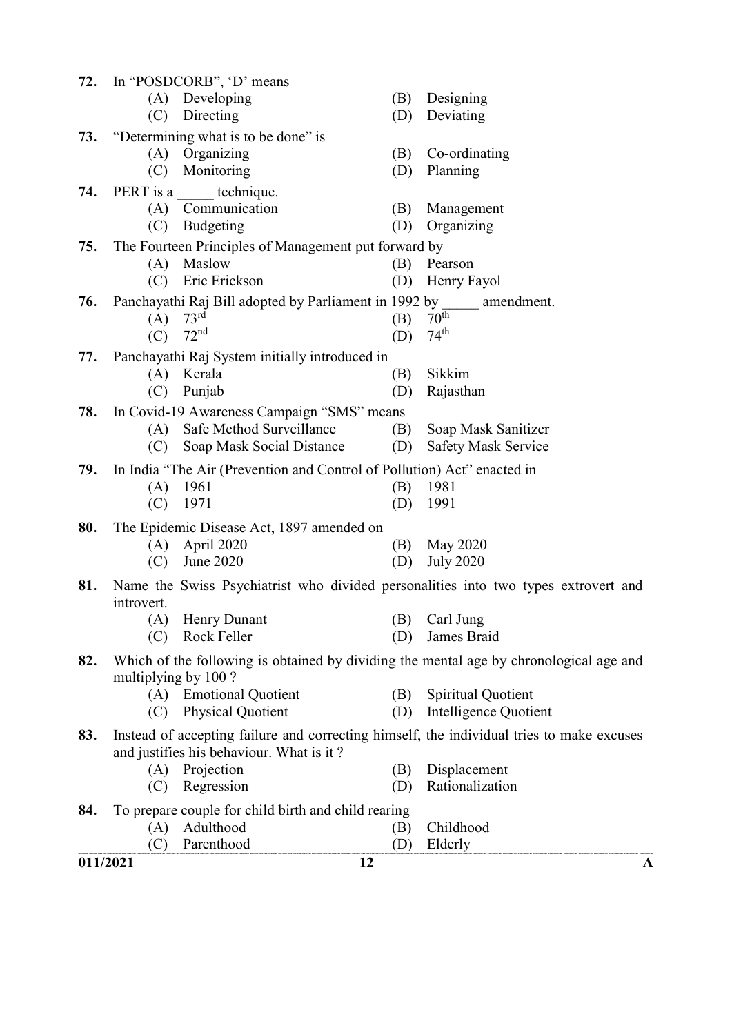**72.** In "POSDCORB", 'D' means

(A) Developing (B) Designing
(C) Directing (D) Deviating

**73.** "Determining what is to be done" is

(A) Organizing (B) Co-ordinating
(C) Monitoring (D) Planning

**74.** PERT is a _____ technique.

(A) Communication (B) Management
(C) Budgeting (D) Organizing

**75.** The Fourteen Principles of Management put forward by

(A) Maslow (B) Pearson
(C) Eric Erickson (D) Henry Fayol

**76.** Panchayathi Raj Bill adopted by Parliament in 1992 by _____ amendment.

(A) 73rd (B) 70th
(C) 72nd (D) 74th

**77.** Panchayathi Raj System initially introduced in

(A) Kerala (B) Sikkim
(C) Punjab (D) Rajasthan

**78.** In Covid-19 Awareness Campaign "SMS" means

(A) Safe Method Surveillance (B) Soap Mask Sanitizer
(C) Soap Mask Social Distance (D) Safety Mask Service

**79.** In India "The Air (Prevention and Control of Pollution) Act" enacted in

(A) 1961 (B) 1981
(C) 1971 (D) 1991

**80.** The Epidemic Disease Act, 1897 amended on

(A) April 2020 (B) May 2020
(C) June 2020 (D) July 2020

**81.** Name the Swiss Psychiatrist who divided personalities into two types extrovert and introvert.

(A) Henry Dunant (B) Carl Jung
(C) Rock Feller (D) James Braid

**82.** Which of the following is obtained by dividing the mental age by chronological age and multiplying by 100 ?

(A) Emotional Quotient (B) Spiritual Quotient
(C) Physical Quotient (D) Intelligence Quotient

**83.** Instead of accepting failure and correcting himself, the individual tries to make excuses and justifies his behaviour. What is it ?

(A) Projection (B) Displacement
(C) Regression (D) Rationalization

**84.** To prepare couple for child birth and child rearing

(A) Adulthood (B) Childhood
(C) Parenthood (D) Elderly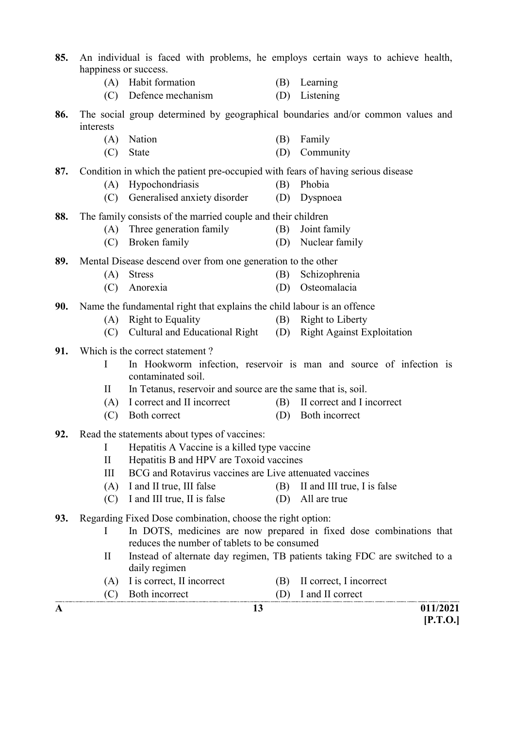85. An individual is faced with problems, he employs certain ways to achieve health, happiness or success.

(A) Habit formation (B) Learning
(C) Defence mechanism (D) Listening

86. The social group determined by geographical boundaries and/or common values and interests

(A) Nation (B) Family
(C) State (D) Community

87. Condition in which the patient pre-occupied with fears of having serious disease

(A) Hypochondriasis (B) Phobia
(C) Generalised anxiety disorder (D) Dyspnoea

88. The family consists of the married couple and their children

(A) Three generation family (B) Joint family
(C) Broken family (D) Nuclear family

89. Mental Disease descend over from one generation to the other

(A) Stress (B) Schizophrenia
(C) Anorexia (D) Osteomalacia

90. Name the fundamental right that explains the child labour is an offence

(A) Right to Equality (B) Right to Liberty
(C) Cultural and Educational Right (D) Right Against Exploitation

91. Which is the correct statement ?

I In Hookworm infection, reservoir is man and source of infection is contaminated soil.
II In Tetanus, reservoir and source are the same that is, soil.

(A) I correct and II incorrect (B) II correct and I incorrect
(C) Both correct (D) Both incorrect

92. Read the statements about types of vaccines:

I Hepatitis A Vaccine is a killed type vaccine
II Hepatitis B and HPV are Toxoid vaccines
III BCG and Rotavirus vaccines are Live attenuated vaccines

(A) I and II true, III false (B) II and III true, I is false
(C) I and III true, II is false (D) All are true

93. Regarding Fixed Dose combination, choose the right option:

I In DOTS, medicines are now prepared in fixed dose combinations that reduces the number of tablets to be consumed
II Instead of alternate day regimen, TB patients taking FDC are switched to a daily regimen

(A) I is correct, II incorrect (B) II correct, I incorrect
(C) Both incorrect (D) I and II correct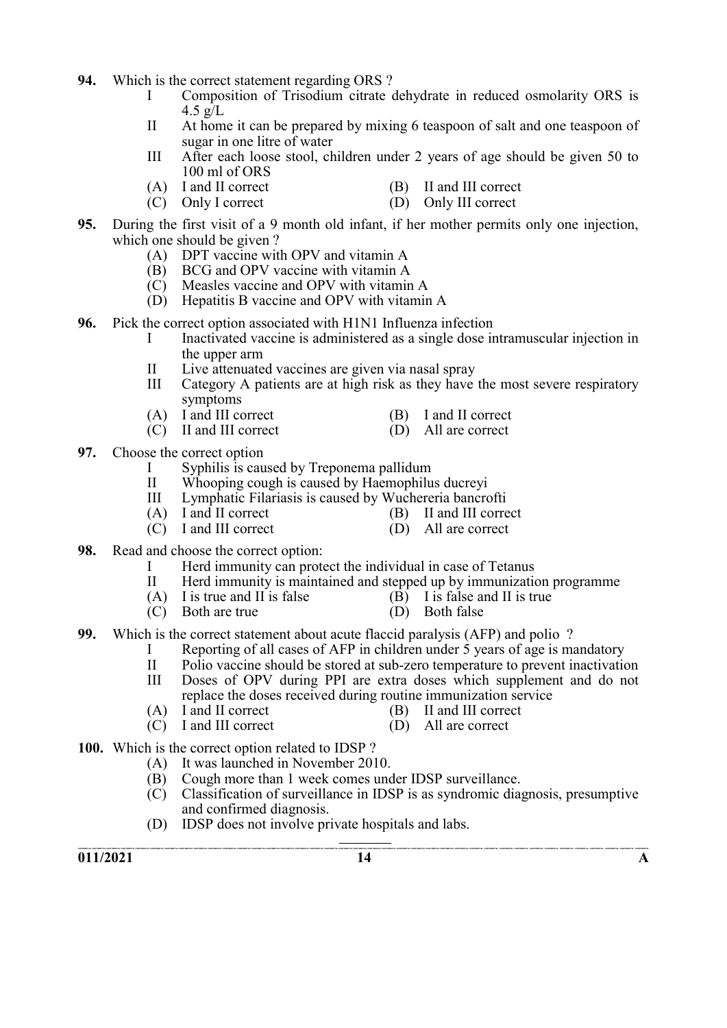**94.** Which is the correct statement regarding ORS ?

I Composition of Trisodium citrate dehydrate in reduced osmolarity ORS is 4.5 g/L

II At home it can be prepared by mixing 6 teaspoon of salt and one teaspoon of sugar in one litre of water

III After each loose stool, children under 2 years of age should be given 50 to 100 ml of ORS

(A) I and II correct (B) II and III correct

(C) Only I correct (D) Only III correct

**95.** During the first visit of a 9 month old infant, if her mother permits only one injection, which one should be given ?

(A) DPT vaccine with OPV and vitamin A

(B) BCG and OPV vaccine with vitamin A

(C) Measles vaccine and OPV with vitamin A

(D) Hepatitis B vaccine and OPV with vitamin A

**96.** Pick the correct option associated with H1N1 Influenza infection

I Inactivated vaccine is administered as a single dose intramuscular injection in the upper arm

II Live attenuated vaccines are given via nasal spray

III Category A patients are at high risk as they have the most severe respiratory symptoms

(A) I and III correct (B) I and II correct

(C) II and III correct (D) All are correct

**97.** Choose the correct option

I Syphilis is caused by Treponema pallidum

II Whooping cough is caused by Haemophilus ducreyi

III Lymphatic Filariasis is caused by Wuchereria bancrofti

(A) I and II correct (B) II and III correct

(C) I and III correct (D) All are correct

**98.** Read and choose the correct option:

I Herd immunity can protect the individual in case of Tetanus

II Herd immunity is maintained and stepped up by immunization programme

(A) I is true and II is false (B) I is false and II is true

(C) Both are true (D) Both false

**99.** Which is the correct statement about acute flaccid paralysis (AFP) and polio ?

I Reporting of all cases of AFP in children under 5 years of age is mandatory

II Polio vaccine should be stored at sub-zero temperature to prevent inactivation

III Doses of OPV during PPI are extra doses which supplement and do not replace the doses received during routine immunization service

(A) I and II correct (B) II and III correct

(C) I and III correct (D) All are correct

**100.** Which is the correct option related to IDSP ?

(A) It was launched in November 2010.

(B) Cough more than 1 week comes under IDSP surveillance.

(C) Classification of surveillance in IDSP is as syndromic diagnosis, presumptive and confirmed diagnosis.

(D) IDSP does not involve private hospitals and labs.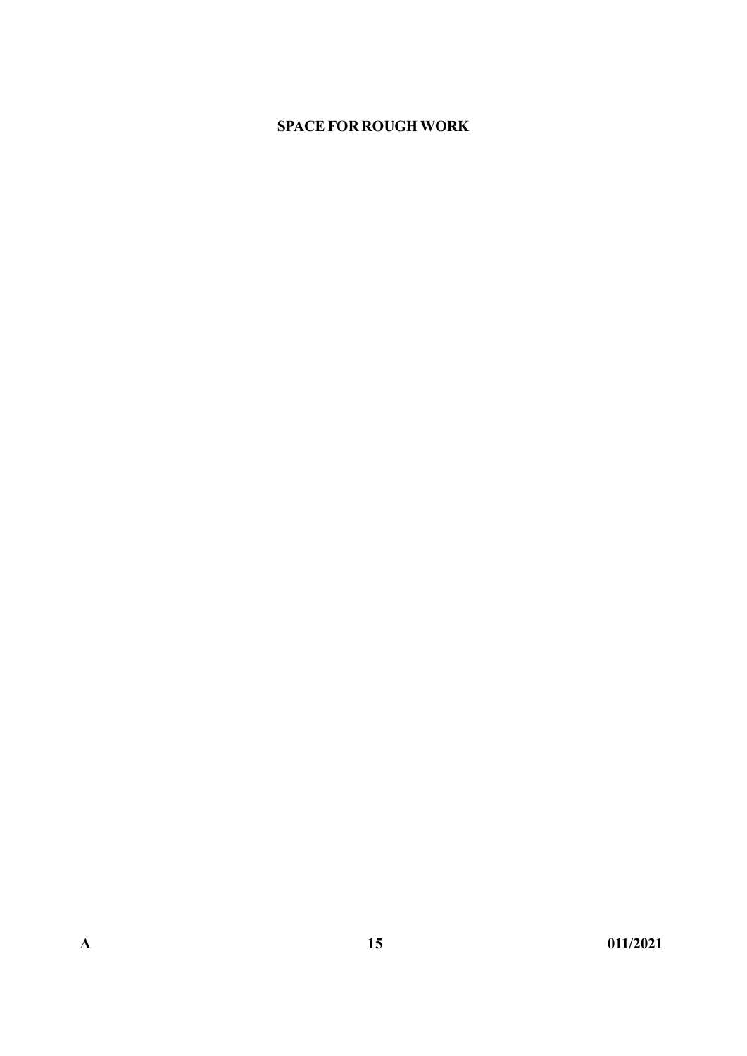**SPACE FOR ROUGH WORK**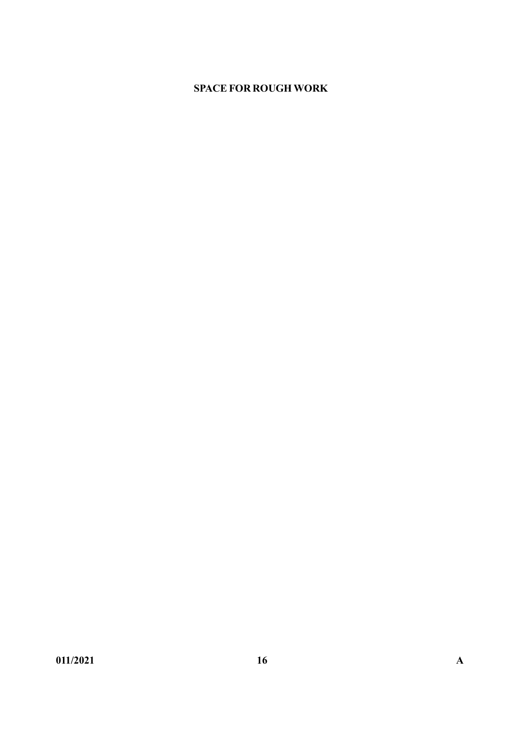**SPACE FOR ROUGH WORK**